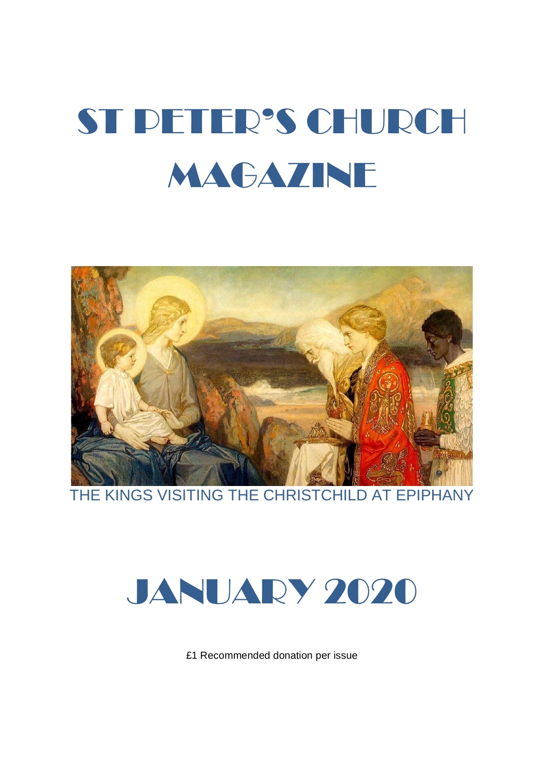# ST PETER'S CHURCH MAGAZINE

THE KINGS VISITING THE CHRISTCHILD AT EPIPHANY

# JANUARY 2020

£1 Recommended donation per issue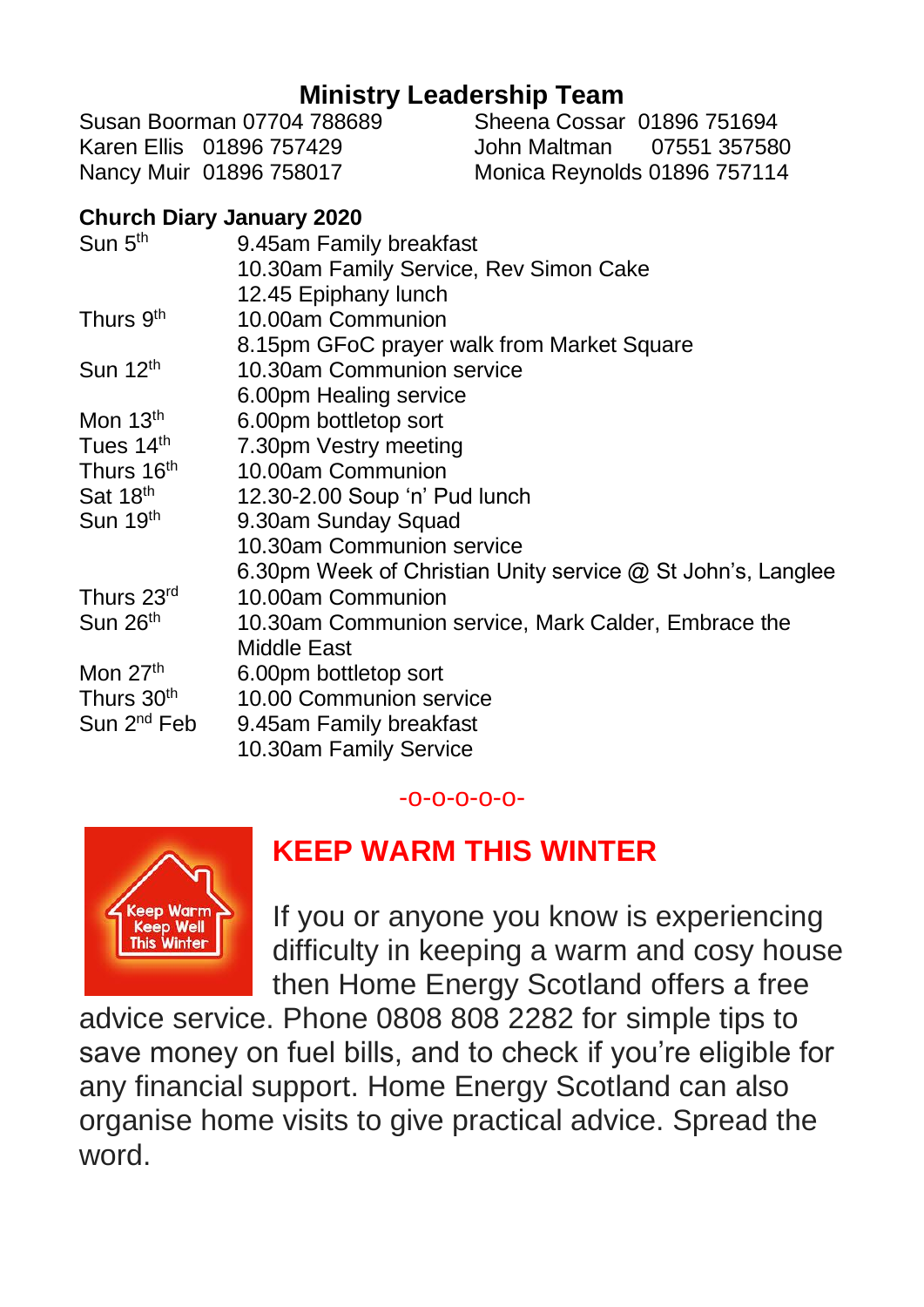## Ministry Leadership Team

Susan Boorman 07704 788689
Karen Ellis 01896 757429
Nancy Muir 01896 758017
Sheena Cossar 01896 751694
John Maltman 07551 357580
Monica Reynolds 01896 757114

### Church Diary January 2020

| | |
|---|---|
| Sun 5th | 9.45am Family breakfast |
| | 10.30am Family Service, Rev Simon Cake |
| | 12.45 Epiphany lunch |
| Thurs 9th | 10.00am Communion |
| | 8.15pm GFoC prayer walk from Market Square |
| Sun 12th | 10.30am Communion service |
| | 6.00pm Healing service |
| Mon 13th | 6.00pm bottletop sort |
| Tues 14th | 7.30pm Vestry meeting |
| Thurs 16th | 10.00am Communion |
| Sat 18th | 12.30-2.00 Soup 'n' Pud lunch |
| Sun 19th | 9.30am Sunday Squad |
| | 10.30am Communion service |
| | 6.30pm Week of Christian Unity service @ St John's, Langlee |
| Thurs 23rd | 10.00am Communion |
| Sun 26th | 10.30am Communion service, Mark Calder, Embrace the Middle East |
| Mon 27th | 6.00pm bottletop sort |
| Thurs 30th | 10.00 Communion service |
| Sun 2nd Feb | 9.45am Family breakfast |
| | 10.30am Family Service |

-o-o-o-o-o-

## KEEP WARM THIS WINTER

Keep Warm Keep Well This Winter

If you or anyone you know is experiencing difficulty in keeping a warm and cosy house then Home Energy Scotland offers a free advice service. Phone 0808 808 2282 for simple tips to save money on fuel bills, and to check if you're eligible for any financial support. Home Energy Scotland can also organise home visits to give practical advice. Spread the word.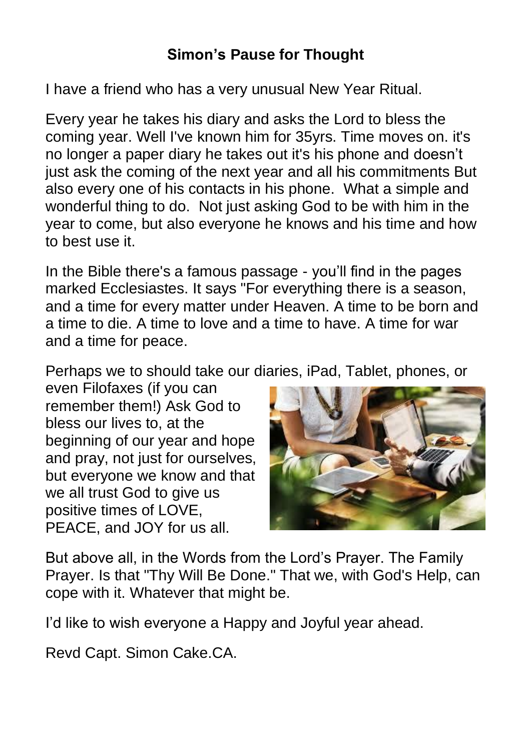## Simon's Pause for Thought

I have a friend who has a very unusual New Year Ritual.

Every year he takes his diary and asks the Lord to bless the coming year. Well I've known him for 35yrs. Time moves on. it's no longer a paper diary he takes out it's his phone and doesn't just ask the coming of the next year and all his commitments But also every one of his contacts in his phone. What a simple and wonderful thing to do. Not just asking God to be with him in the year to come, but also everyone he knows and his time and how to best use it.

In the Bible there's a famous passage - you'll find in the pages marked Ecclesiastes. It says "For everything there is a season, and a time for every matter under Heaven. A time to be born and a time to die. A time to love and a time to have. A time for war and a time for peace.

Perhaps we to should take our diaries, iPad, Tablet, phones, or even Filofaxes (if you can remember them!) Ask God to bless our lives to, at the beginning of our year and hope and pray, not just for ourselves, but everyone we know and that we all trust God to give us positive times of LOVE, PEACE, and JOY for us all.

But above all, in the Words from the Lord's Prayer. The Family Prayer. Is that "Thy Will Be Done." That we, with God's Help, can cope with it. Whatever that might be.

I'd like to wish everyone a Happy and Joyful year ahead.

Revd Capt. Simon Cake.CA.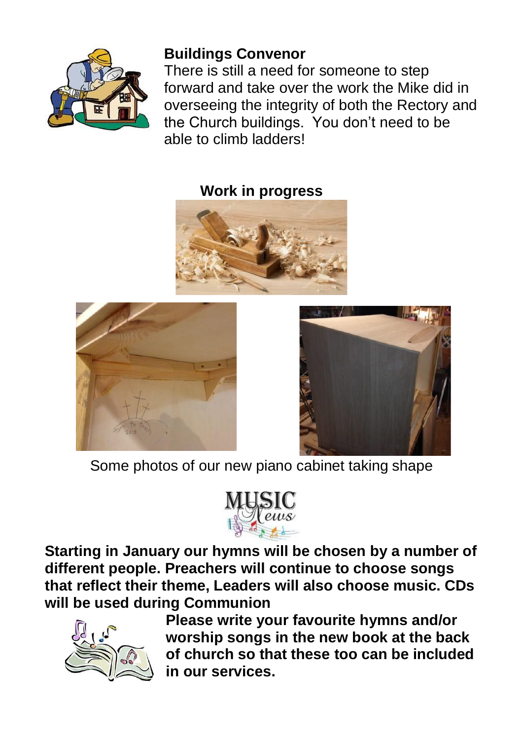## Buildings Convenor

There is still a need for someone to step forward and take over the work the Mike did in overseeing the integrity of both the Rectory and the Church buildings. You don't need to be able to climb ladders!

### Work in progress

Some photos of our new piano cabinet taking shape

## MUSIC News

**Starting in January our hymns will be chosen by a number of different people. Preachers will continue to choose songs that reflect their theme, Leaders will also choose music. CDs will be used during Communion**

**Please write your favourite hymns and/or worship songs in the new book at the back of church so that these too can be included in our services.**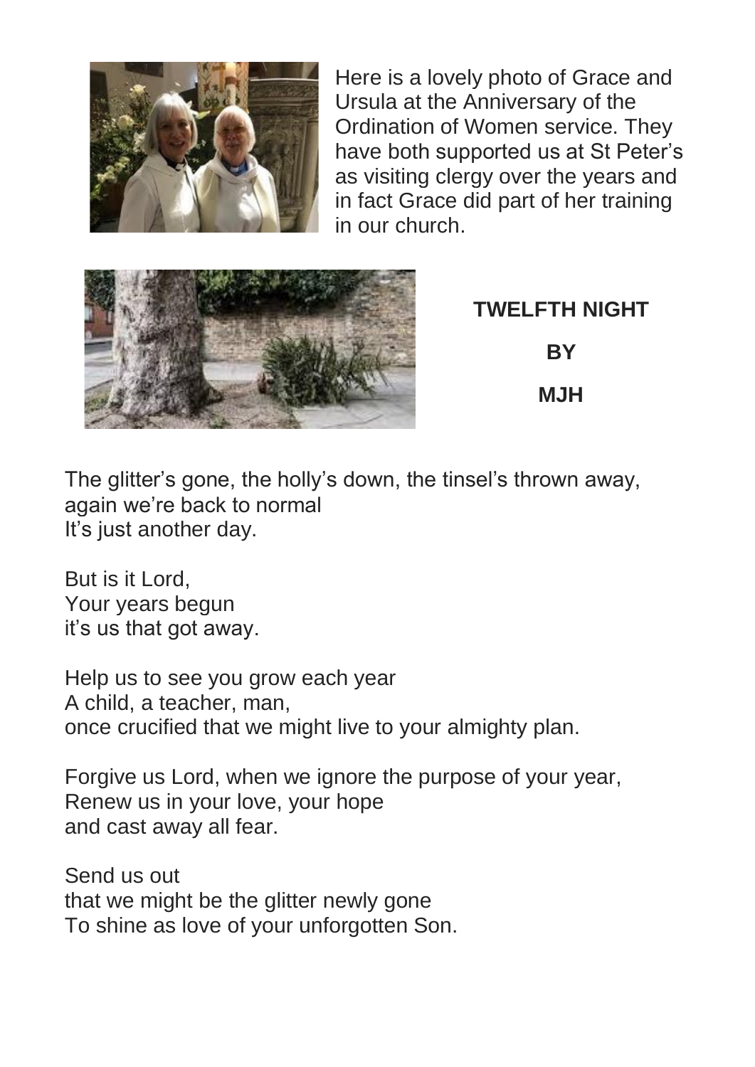Here is a lovely photo of Grace and Ursula at the Anniversary of the Ordination of Women service. They have both supported us at St Peter's as visiting clergy over the years and in fact Grace did part of her training in our church.

## TWELFTH NIGHT

**BY**

**MJH**

The glitter's gone, the holly's down, the tinsel's thrown away,  
again we're back to normal  
It's just another day.

But is it Lord,  
Your years begun  
it's us that got away.

Help us to see you grow each year  
A child, a teacher, man,  
once crucified that we might live to your almighty plan.

Forgive us Lord, when we ignore the purpose of your year,  
Renew us in your love, your hope  
and cast away all fear.

Send us out  
that we might be the glitter newly gone  
To shine as love of your unforgotten Son.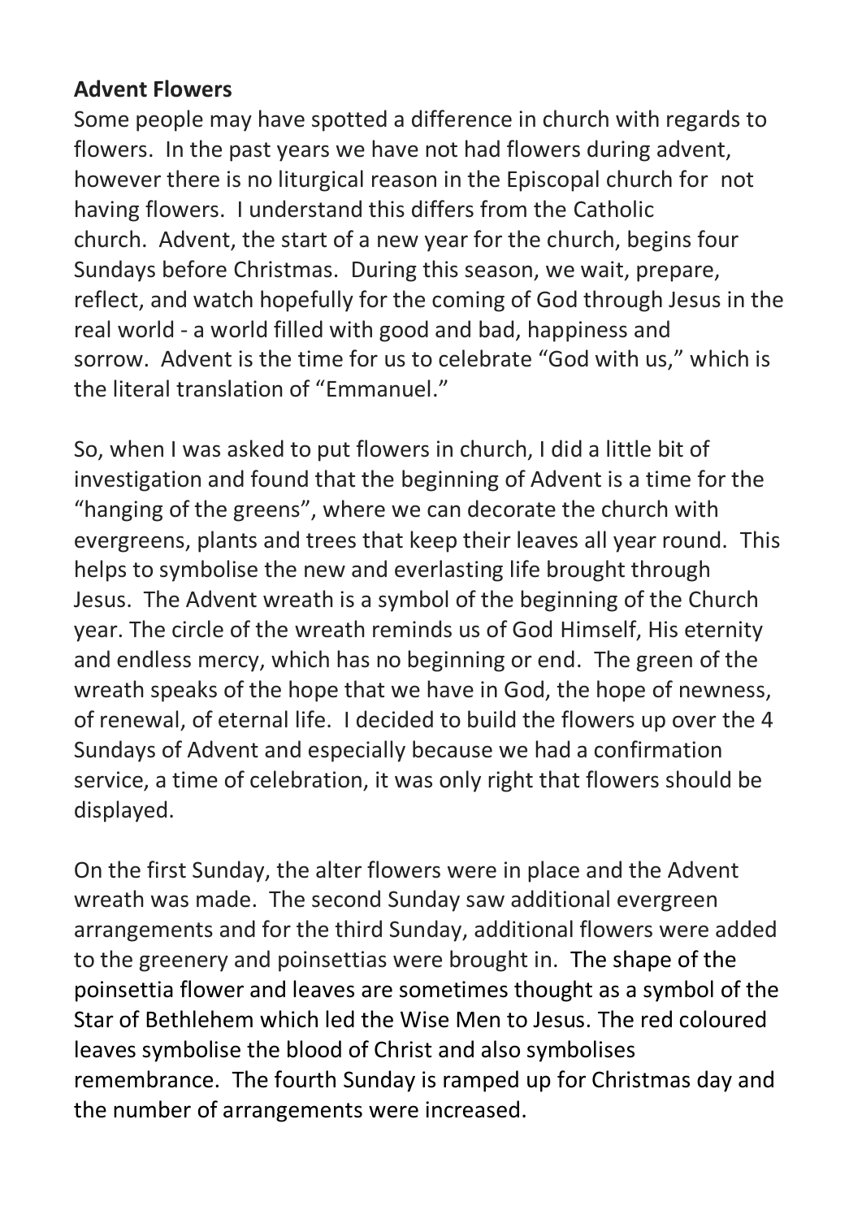**Advent Flowers**

Some people may have spotted a difference in church with regards to flowers. In the past years we have not had flowers during advent, however there is no liturgical reason in the Episcopal church for not having flowers. I understand this differs from the Catholic church. Advent, the start of a new year for the church, begins four Sundays before Christmas. During this season, we wait, prepare, reflect, and watch hopefully for the coming of God through Jesus in the real world - a world filled with good and bad, happiness and sorrow. Advent is the time for us to celebrate "God with us," which is the literal translation of "Emmanuel."

So, when I was asked to put flowers in church, I did a little bit of investigation and found that the beginning of Advent is a time for the "hanging of the greens", where we can decorate the church with evergreens, plants and trees that keep their leaves all year round. This helps to symbolise the new and everlasting life brought through Jesus. The Advent wreath is a symbol of the beginning of the Church year. The circle of the wreath reminds us of God Himself, His eternity and endless mercy, which has no beginning or end. The green of the wreath speaks of the hope that we have in God, the hope of newness, of renewal, of eternal life. I decided to build the flowers up over the 4 Sundays of Advent and especially because we had a confirmation service, a time of celebration, it was only right that flowers should be displayed.

On the first Sunday, the alter flowers were in place and the Advent wreath was made. The second Sunday saw additional evergreen arrangements and for the third Sunday, additional flowers were added to the greenery and poinsettias were brought in. The shape of the poinsettia flower and leaves are sometimes thought as a symbol of the Star of Bethlehem which led the Wise Men to Jesus. The red coloured leaves symbolise the blood of Christ and also symbolises remembrance. The fourth Sunday is ramped up for Christmas day and the number of arrangements were increased.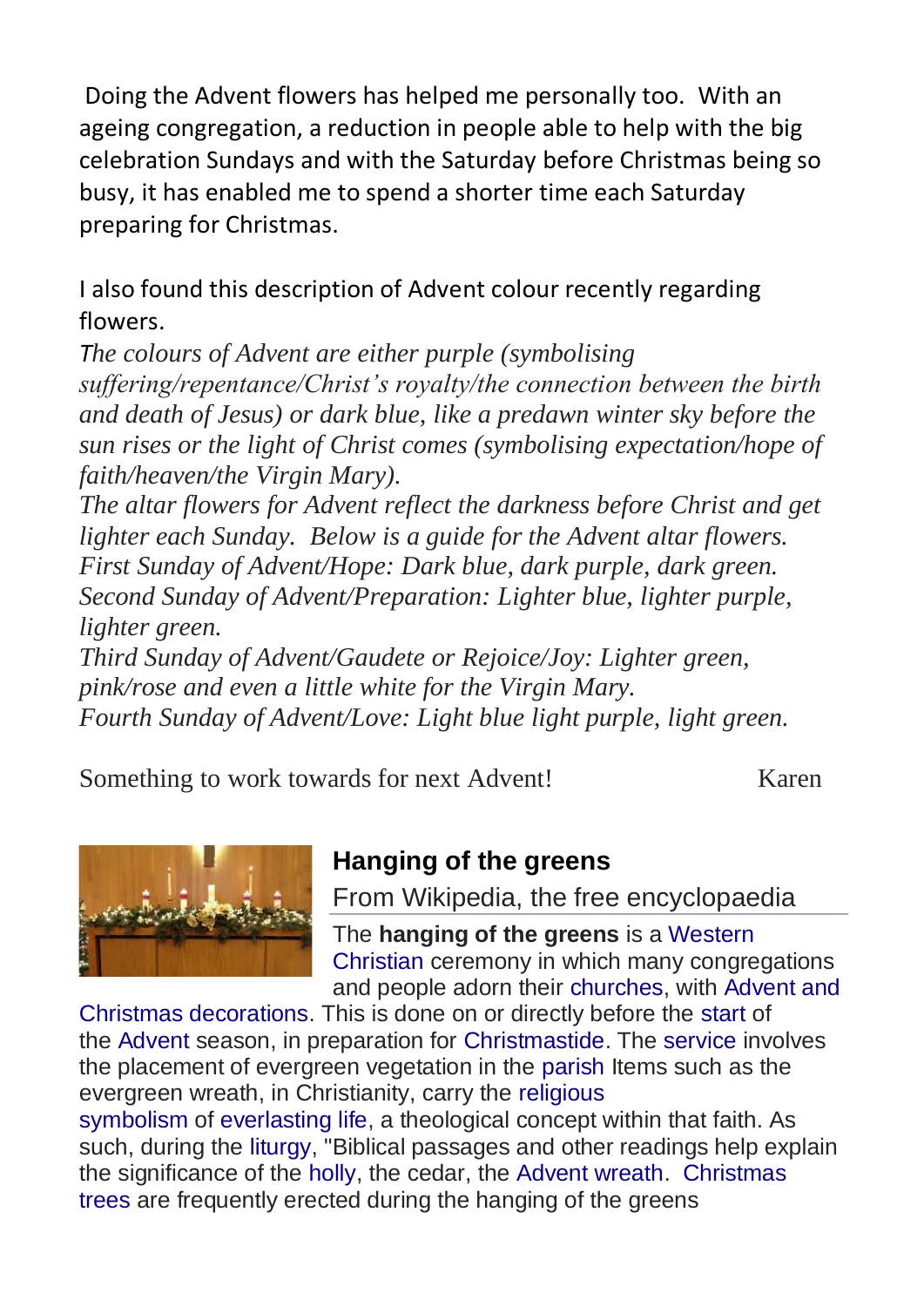Doing the Advent flowers has helped me personally too. With an ageing congregation, a reduction in people able to help with the big celebration Sundays and with the Saturday before Christmas being so busy, it has enabled me to spend a shorter time each Saturday preparing for Christmas.

I also found this description of Advent colour recently regarding flowers.

*The colours of Advent are either purple (symbolising suffering/repentance/Christ's royalty/the connection between the birth and death of Jesus) or dark blue, like a predawn winter sky before the sun rises or the light of Christ comes (symbolising expectation/hope of faith/heaven/the Virgin Mary).*

*The altar flowers for Advent reflect the darkness before Christ and get lighter each Sunday. Below is a guide for the Advent altar flowers.*

*First Sunday of Advent/Hope: Dark blue, dark purple, dark green.*

*Second Sunday of Advent/Preparation: Lighter blue, lighter purple, lighter green.*

*Third Sunday of Advent/Gaudete or Rejoice/Joy: Lighter green, pink/rose and even a little white for the Virgin Mary.*

*Fourth Sunday of Advent/Love: Light blue light purple, light green.*

Something to work towards for next Advent! Karen

## Hanging of the greens

From Wikipedia, the free encyclopaedia

The **hanging of the greens** is a Western Christian ceremony in which many congregations and people adorn their churches, with Advent and Christmas decorations. This is done on or directly before the start of the Advent season, in preparation for Christmastide. The service involves the placement of evergreen vegetation in the parish Items such as the evergreen wreath, in Christianity, carry the religious symbolism of everlasting life, a theological concept within that faith. As such, during the liturgy, "Biblical passages and other readings help explain the significance of the holly, the cedar, the Advent wreath. Christmas trees are frequently erected during the hanging of the greens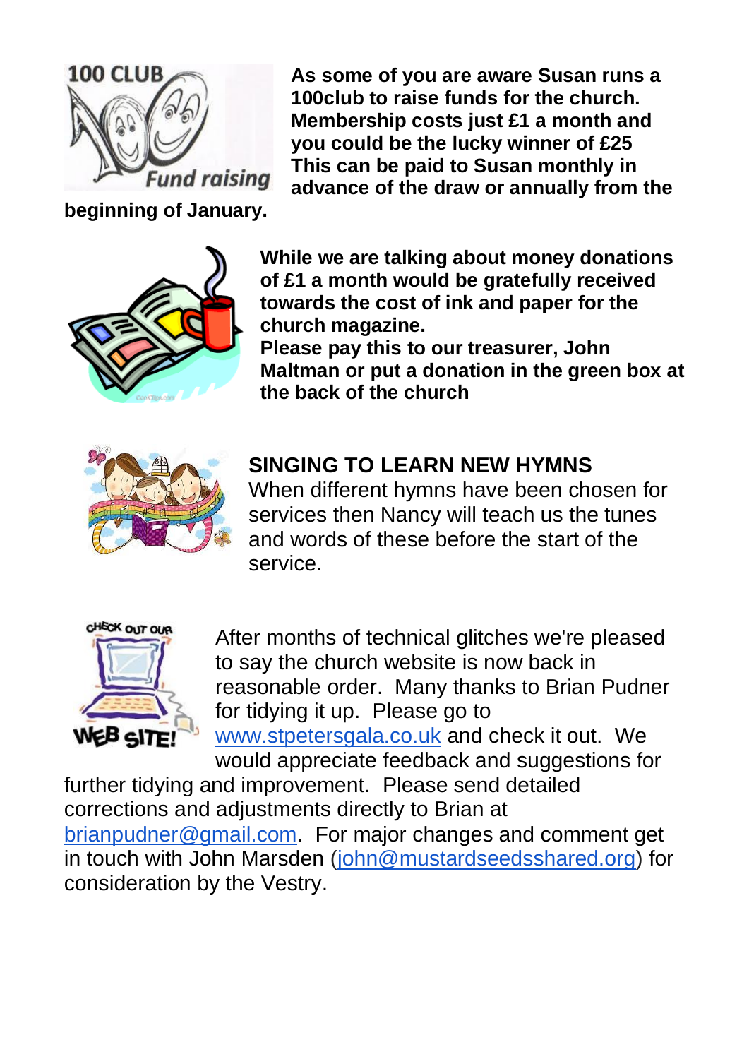**As some of you are aware Susan runs a 100club to raise funds for the church. Membership costs just £1 a month and you could be the lucky winner of £25 This can be paid to Susan monthly in advance of the draw or annually from the beginning of January.**

**While we are talking about money donations of £1 a month would be gratefully received towards the cost of ink and paper for the church magazine.**
**Please pay this to our treasurer, John Maltman or put a donation in the green box at the back of the church**

**SINGING TO LEARN NEW HYMNS**

When different hymns have been chosen for services then Nancy will teach us the tunes and words of these before the start of the service.

After months of technical glitches we're pleased to say the church website is now back in reasonable order. Many thanks to Brian Pudner for tidying it up. Please go to www.stpetersgala.co.uk and check it out. We would appreciate feedback and suggestions for further tidying and improvement. Please send detailed corrections and adjustments directly to Brian at brianpudner@gmail.com. For major changes and comment get in touch with John Marsden (john@mustardseedsshared.org) for consideration by the Vestry.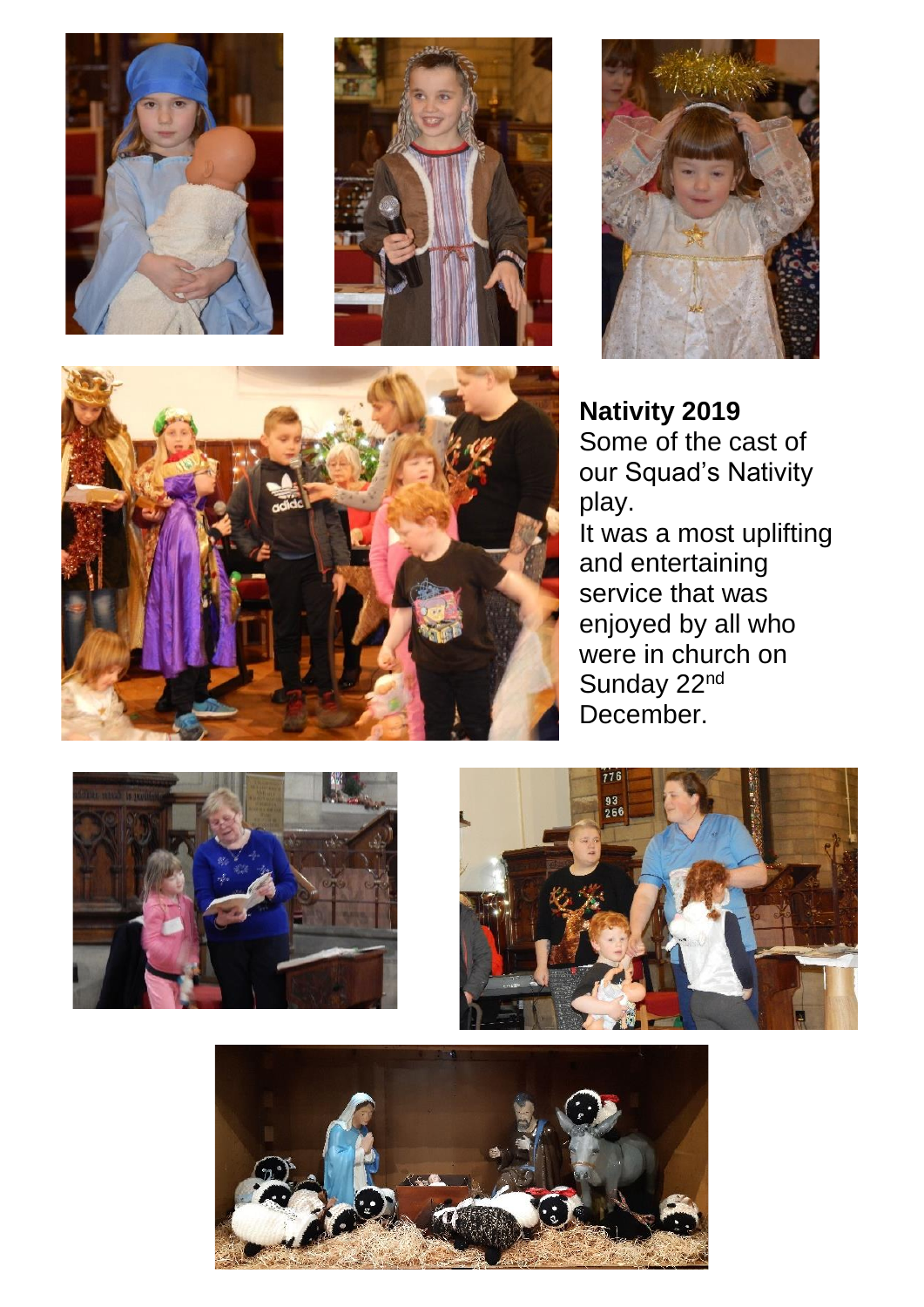**Nativity 2019**

Some of the cast of our Squad's Nativity play.

It was a most uplifting and entertaining service that was enjoyed by all who were in church on Sunday 22nd December.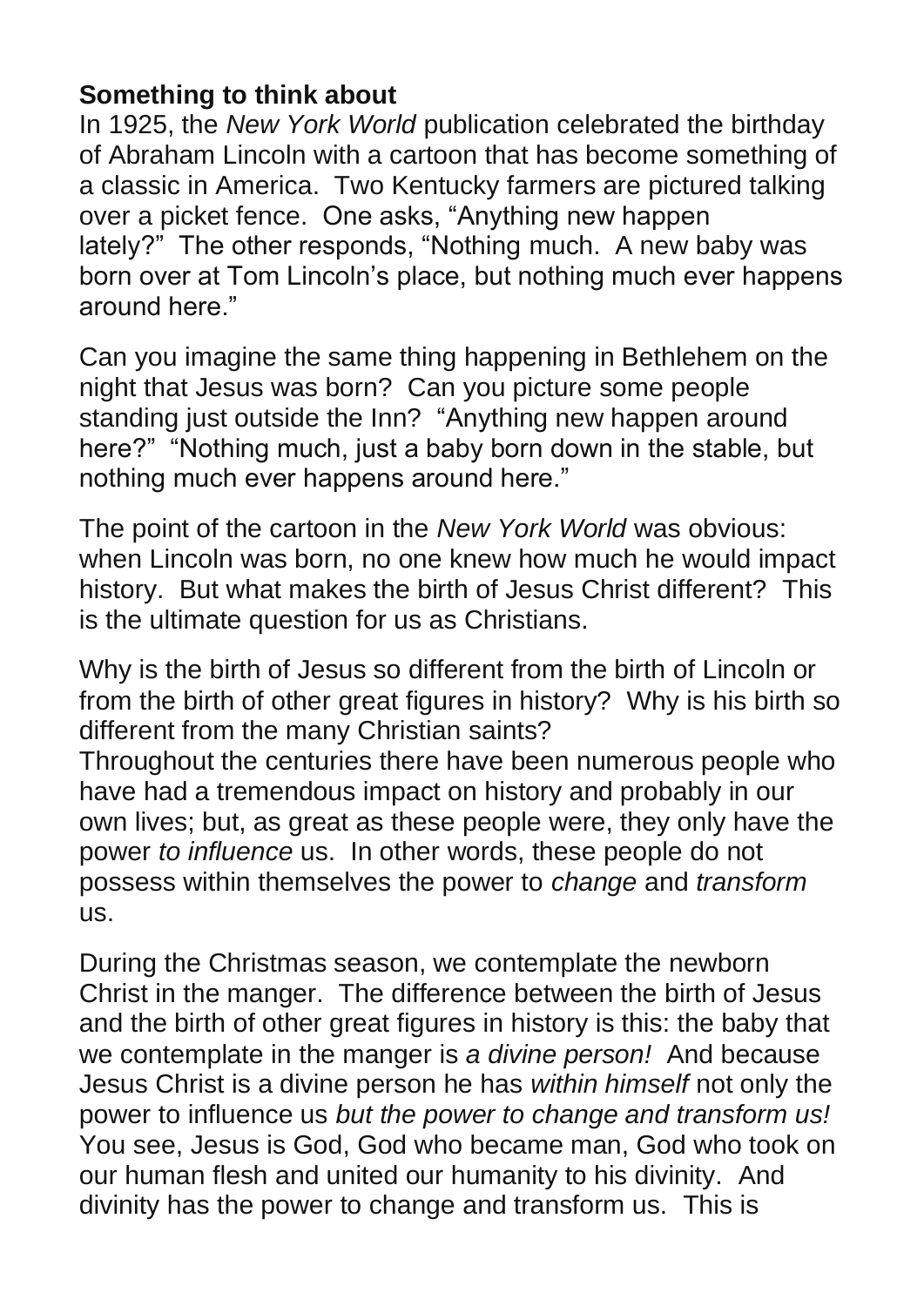**Something to think about**

In 1925, the *New York World* publication celebrated the birthday of Abraham Lincoln with a cartoon that has become something of a classic in America. Two Kentucky farmers are pictured talking over a picket fence. One asks, "Anything new happen lately?" The other responds, "Nothing much. A new baby was born over at Tom Lincoln's place, but nothing much ever happens around here."

Can you imagine the same thing happening in Bethlehem on the night that Jesus was born? Can you picture some people standing just outside the Inn? "Anything new happen around here?" "Nothing much, just a baby born down in the stable, but nothing much ever happens around here."

The point of the cartoon in the *New York World* was obvious: when Lincoln was born, no one knew how much he would impact history. But what makes the birth of Jesus Christ different? This is the ultimate question for us as Christians.

Why is the birth of Jesus so different from the birth of Lincoln or from the birth of other great figures in history? Why is his birth so different from the many Christian saints?
Throughout the centuries there have been numerous people who have had a tremendous impact on history and probably in our own lives; but, as great as these people were, they only have the power *to influence* us. In other words, these people do not possess within themselves the power to *change* and *transform* us.

During the Christmas season, we contemplate the newborn Christ in the manger. The difference between the birth of Jesus and the birth of other great figures in history is this: the baby that we contemplate in the manger is *a divine person!* And because Jesus Christ is a divine person he has *within himself* not only the power to influence us *but the power to change and transform us!* You see, Jesus is God, God who became man, God who took on our human flesh and united our humanity to his divinity. And divinity has the power to change and transform us. This is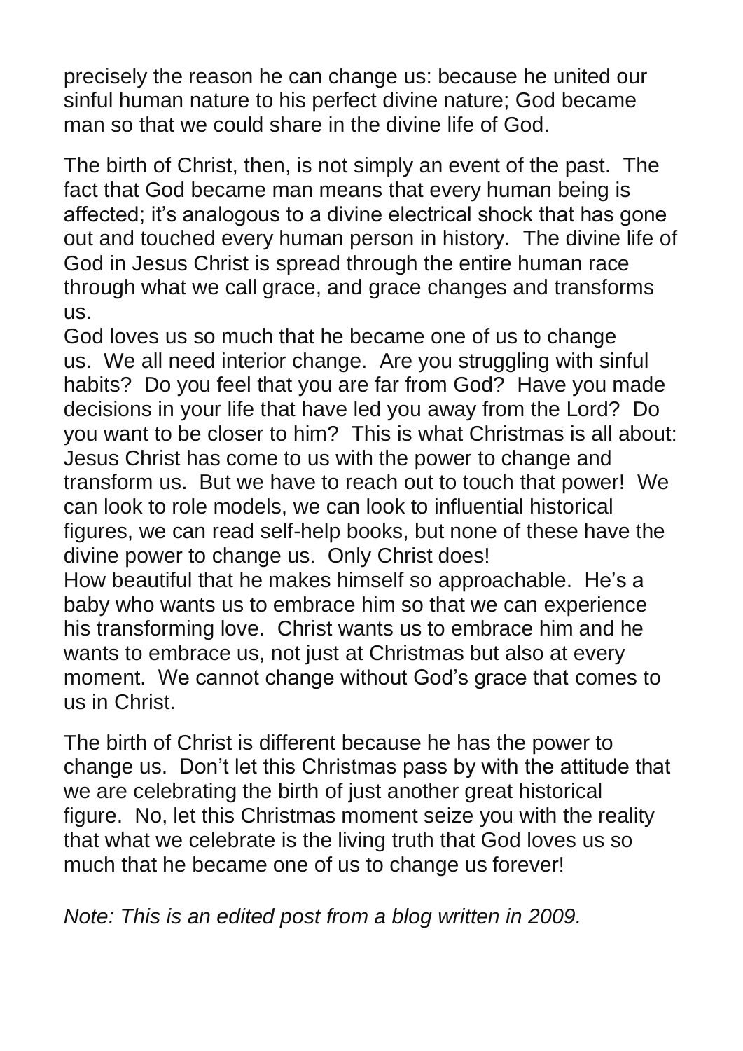precisely the reason he can change us: because he united our sinful human nature to his perfect divine nature; God became man so that we could share in the divine life of God.

The birth of Christ, then, is not simply an event of the past. The fact that God became man means that every human being is affected; it's analogous to a divine electrical shock that has gone out and touched every human person in history. The divine life of God in Jesus Christ is spread through the entire human race through what we call grace, and grace changes and transforms us.

God loves us so much that he became one of us to change us. We all need interior change. Are you struggling with sinful habits? Do you feel that you are far from God? Have you made decisions in your life that have led you away from the Lord? Do you want to be closer to him? This is what Christmas is all about: Jesus Christ has come to us with the power to change and transform us. But we have to reach out to touch that power! We can look to role models, we can look to influential historical figures, we can read self-help books, but none of these have the divine power to change us. Only Christ does!

How beautiful that he makes himself so approachable. He's a baby who wants us to embrace him so that we can experience his transforming love. Christ wants us to embrace him and he wants to embrace us, not just at Christmas but also at every moment. We cannot change without God's grace that comes to us in Christ.

The birth of Christ is different because he has the power to change us. Don't let this Christmas pass by with the attitude that we are celebrating the birth of just another great historical figure. No, let this Christmas moment seize you with the reality that what we celebrate is the living truth that God loves us so much that he became one of us to change us forever!

*Note: This is an edited post from a blog written in 2009.*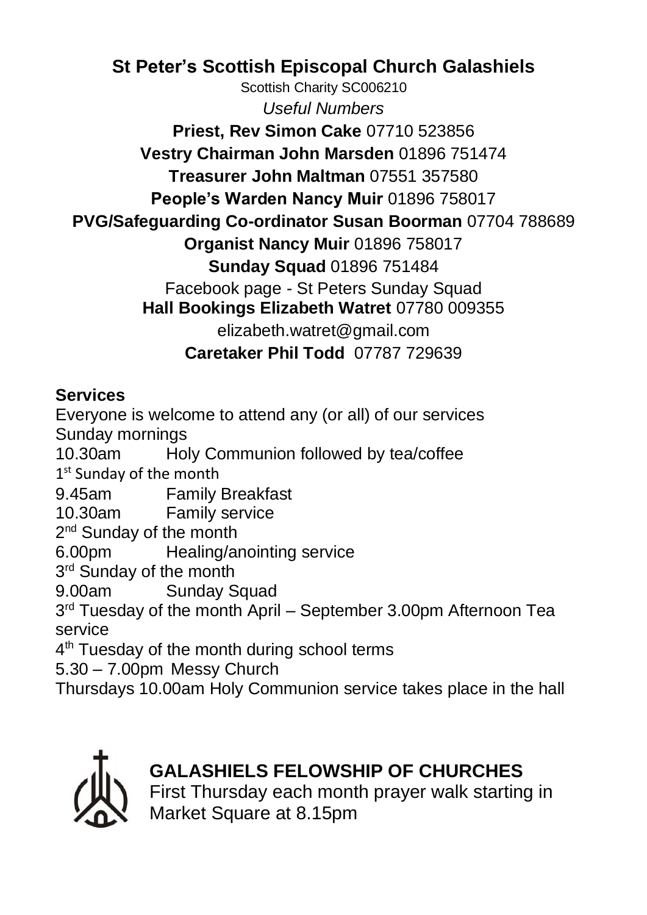# St Peter's Scottish Episcopal Church Galashiels

Scottish Charity SC006210

*Useful Numbers*

**Priest, Rev Simon Cake** 07710 523856

**Vestry Chairman John Marsden** 01896 751474

**Treasurer John Maltman** 07551 357580

**People's Warden Nancy Muir** 01896 758017

**PVG/Safeguarding Co-ordinator Susan Boorman** 07704 788689

**Organist Nancy Muir** 01896 758017

**Sunday Squad** 01896 751484

Facebook page - St Peters Sunday Squad

**Hall Bookings Elizabeth Watret** 07780 009355

elizabeth.watret@gmail.com

**Caretaker Phil Todd** 07787 729639

## Services

Everyone is welcome to attend any (or all) of our services

Sunday mornings

10.30am Holy Communion followed by tea/coffee

1st Sunday of the month

9.45am Family Breakfast

10.30am Family service

2nd Sunday of the month

6.00pm Healing/anointing service

3rd Sunday of the month

9.00am Sunday Squad

3rd Tuesday of the month April – September 3.00pm Afternoon Tea service

4th Tuesday of the month during school terms

5.30 – 7.00pm Messy Church

Thursdays 10.00am Holy Communion service takes place in the hall

## GALASHIELS FELOWSHIP OF CHURCHES

First Thursday each month prayer walk starting in Market Square at 8.15pm